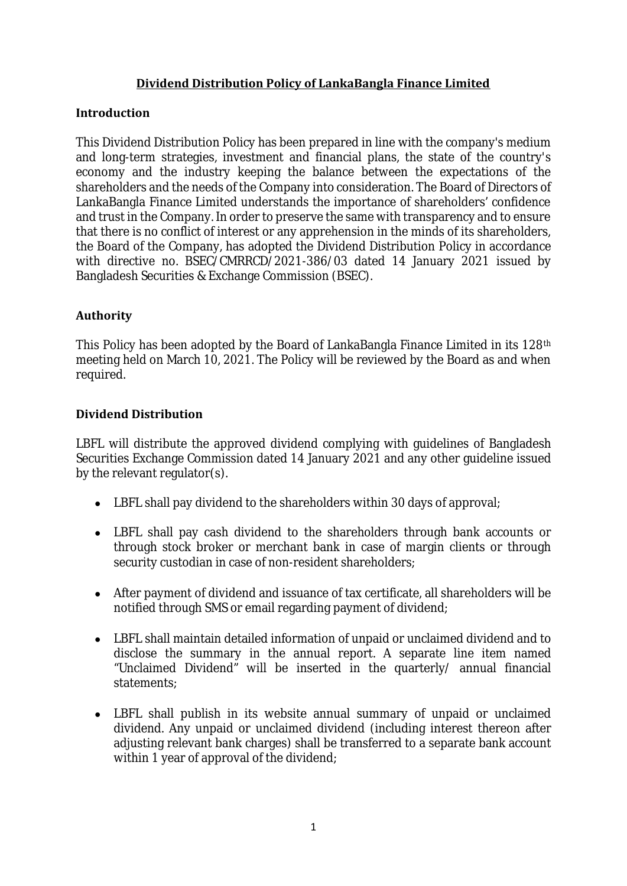# Dividend Distribution Policy of LankaBangla Finance Limited

## Introduction

This Dividend Distribution Policy has been prepared in line with the company's medium and long-term strategies, investment and financial plans, the state of the country's economy and the industry keeping the balance between the expectations of the shareholders and the needs of the Company into consideration. The Board of Directors of LankaBangla Finance Limited understands the importance of shareholders' confidence and trust in the Company. In order to preserve the same with transparency and to ensure that there is no conflict of interest or any apprehension in the minds of its shareholders, the Board of the Company, has adopted the Dividend Distribution Policy in accordance with directive no. BSEC/CMRRCD/2021-386/03 dated 14 January 2021 issued by Bangladesh Securities & Exchange Commission (BSEC).

## Authority

This Policy has been adopted by the Board of LankaBangla Finance Limited in its 128th meeting held on March 10, 2021. The Policy will be reviewed by the Board as and when required.

## Dividend Distribution

LBFL will distribute the approved dividend complying with guidelines of Bangladesh Securities Exchange Commission dated 14 January 2021 and any other guideline issued by the relevant regulator(s).

- LBFL shall pay dividend to the shareholders within 30 days of approval;
- LBFL shall pay cash dividend to the shareholders through bank accounts or through stock broker or merchant bank in case of margin clients or through security custodian in case of non-resident shareholders;
- After payment of dividend and issuance of tax certificate, all shareholders will be notified through SMS or email regarding payment of dividend;
- LBFL shall maintain detailed information of unpaid or unclaimed dividend and to disclose the summary in the annual report. A separate line item named "Unclaimed Dividend" will be inserted in the quarterly/ annual financial statements;
- LBFL shall publish in its website annual summary of unpaid or unclaimed dividend. Any unpaid or unclaimed dividend (including interest thereon after adjusting relevant bank charges) shall be transferred to a separate bank account within 1 year of approval of the dividend;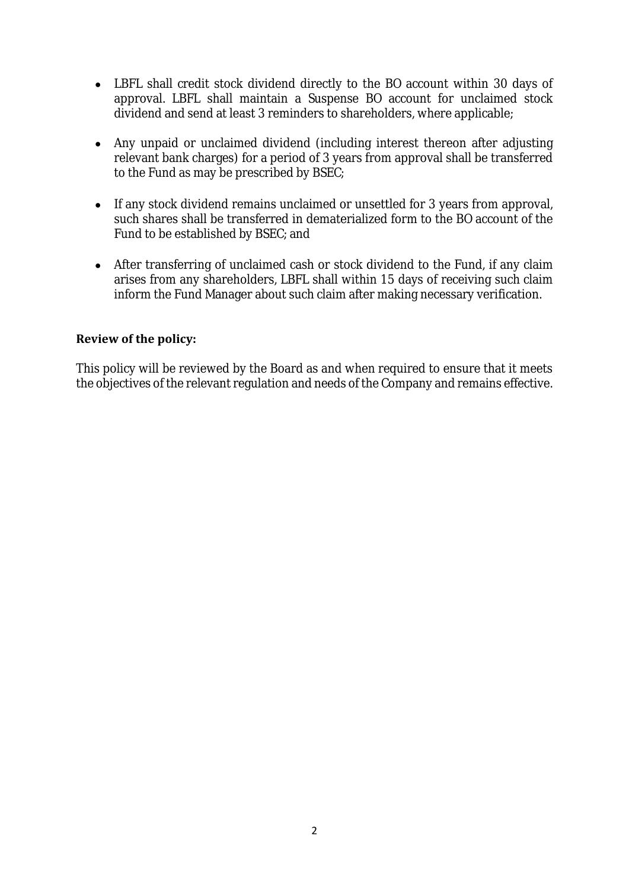- LBFL shall credit stock dividend directly to the BO account within 30 days of approval. LBFL shall maintain a Suspense BO account for unclaimed stock dividend and send at least 3 reminders to shareholders, where applicable;

- Any unpaid or unclaimed dividend (including interest thereon after adjusting relevant bank charges) for a period of 3 years from approval shall be transferred to the Fund as may be prescribed by BSEC;

- If any stock dividend remains unclaimed or unsettled for 3 years from approval, such shares shall be transferred in dematerialized form to the BO account of the Fund to be established by BSEC; and

- After transferring of unclaimed cash or stock dividend to the Fund, if any claim arises from any shareholders, LBFL shall within 15 days of receiving such claim inform the Fund Manager about such claim after making necessary verification.

**Review of the policy:**

This policy will be reviewed by the Board as and when required to ensure that it meets the objectives of the relevant regulation and needs of the Company and remains effective.